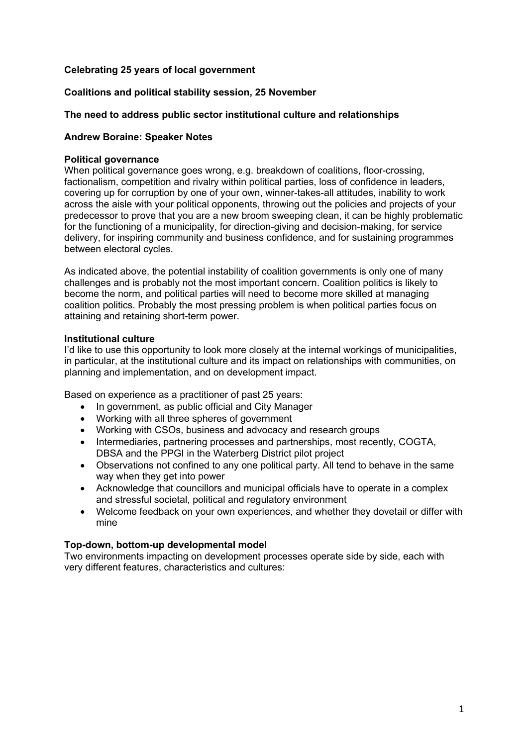**Celebrating 25 years of local government**

**Coalitions and political stability session, 25 November**

**The need to address public sector institutional culture and relationships**

**Andrew Boraine: Speaker Notes**

**Political governance**

When political governance goes wrong, e.g. breakdown of coalitions, floor-crossing, factionalism, competition and rivalry within political parties, loss of confidence in leaders, covering up for corruption by one of your own, winner-takes-all attitudes, inability to work across the aisle with your political opponents, throwing out the policies and projects of your predecessor to prove that you are a new broom sweeping clean, it can be highly problematic for the functioning of a municipality, for direction-giving and decision-making, for service delivery, for inspiring community and business confidence, and for sustaining programmes between electoral cycles.

As indicated above, the potential instability of coalition governments is only one of many challenges and is probably not the most important concern. Coalition politics is likely to become the norm, and political parties will need to become more skilled at managing coalition politics. Probably the most pressing problem is when political parties focus on attaining and retaining short-term power.

**Institutional culture**

I'd like to use this opportunity to look more closely at the internal workings of municipalities, in particular, at the institutional culture and its impact on relationships with communities, on planning and implementation, and on development impact.

Based on experience as a practitioner of past 25 years:

- In government, as public official and City Manager
- Working with all three spheres of government
- Working with CSOs, business and advocacy and research groups
- Intermediaries, partnering processes and partnerships, most recently, COGTA, DBSA and the PPGI in the Waterberg District pilot project
- Observations not confined to any one political party. All tend to behave in the same way when they get into power
- Acknowledge that councillors and municipal officials have to operate in a complex and stressful societal, political and regulatory environment
- Welcome feedback on your own experiences, and whether they dovetail or differ with mine

**Top-down, bottom-up developmental model**

Two environments impacting on development processes operate side by side, each with very different features, characteristics and cultures: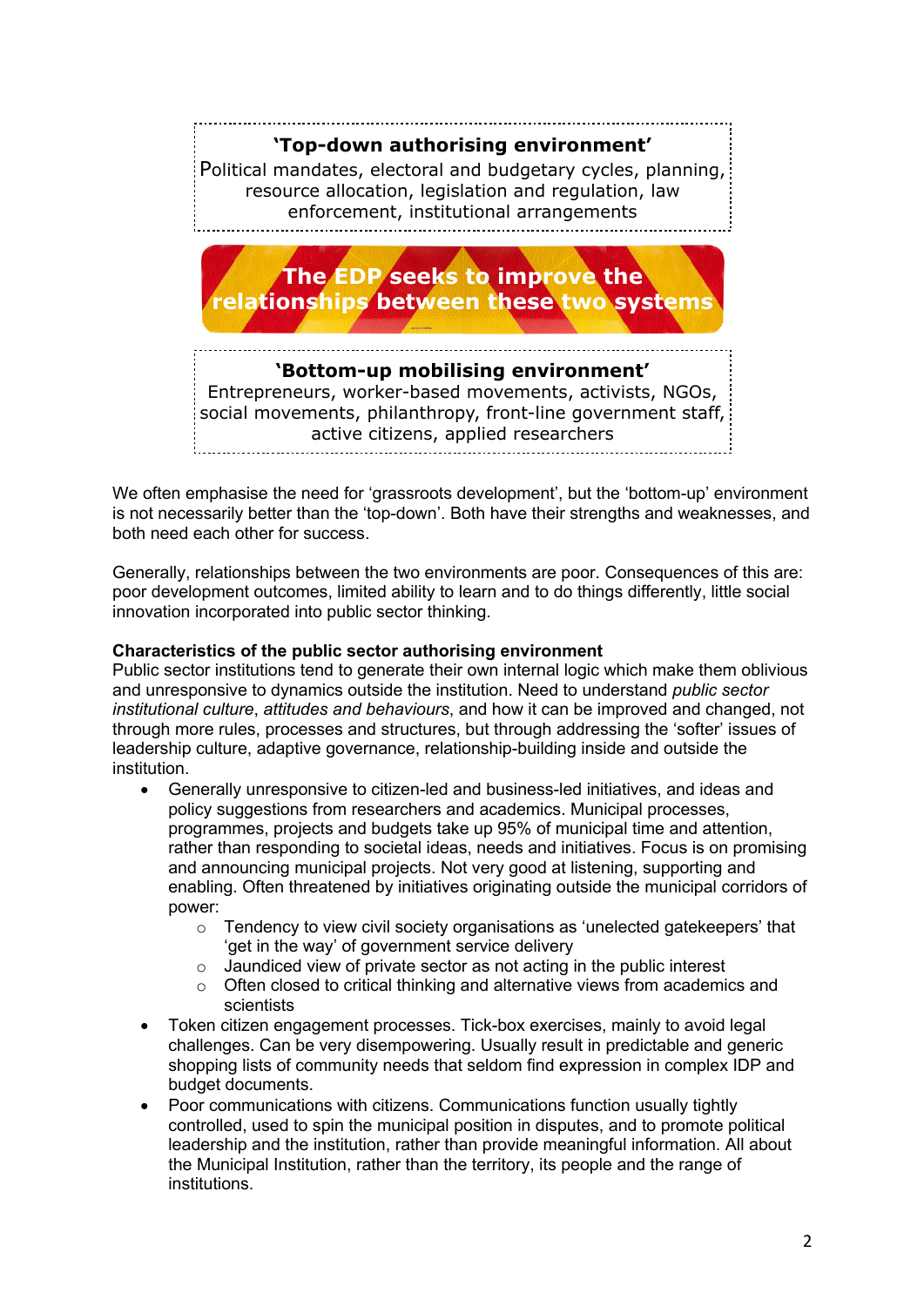**'Top-down authorising environment'**
Political mandates, electoral and budgetary cycles, planning, resource allocation, legislation and regulation, law enforcement, institutional arrangements

**The EDP seeks to improve the relationships between these two systems**

**'Bottom-up mobilising environment'**
Entrepreneurs, worker-based movements, activists, NGOs, social movements, philanthropy, front-line government staff, active citizens, applied researchers

We often emphasise the need for 'grassroots development', but the 'bottom-up' environment is not necessarily better than the 'top-down'. Both have their strengths and weaknesses, and both need each other for success.

Generally, relationships between the two environments are poor. Consequences of this are: poor development outcomes, limited ability to learn and to do things differently, little social innovation incorporated into public sector thinking.

**Characteristics of the public sector authorising environment**

Public sector institutions tend to generate their own internal logic which make them oblivious and unresponsive to dynamics outside the institution. Need to understand *public sector institutional culture*, *attitudes and behaviours*, and how it can be improved and changed, not through more rules, processes and structures, but through addressing the 'softer' issues of leadership culture, adaptive governance, relationship-building inside and outside the institution.

- Generally unresponsive to citizen-led and business-led initiatives, and ideas and policy suggestions from researchers and academics. Municipal processes, programmes, projects and budgets take up 95% of municipal time and attention, rather than responding to societal ideas, needs and initiatives. Focus is on promising and announcing municipal projects. Not very good at listening, supporting and enabling. Often threatened by initiatives originating outside the municipal corridors of power:
  - Tendency to view civil society organisations as 'unelected gatekeepers' that 'get in the way' of government service delivery
  - Jaundiced view of private sector as not acting in the public interest
  - Often closed to critical thinking and alternative views from academics and scientists
- Token citizen engagement processes. Tick-box exercises, mainly to avoid legal challenges. Can be very disempowering. Usually result in predictable and generic shopping lists of community needs that seldom find expression in complex IDP and budget documents.
- Poor communications with citizens. Communications function usually tightly controlled, used to spin the municipal position in disputes, and to promote political leadership and the institution, rather than provide meaningful information. All about the Municipal Institution, rather than the territory, its people and the range of institutions.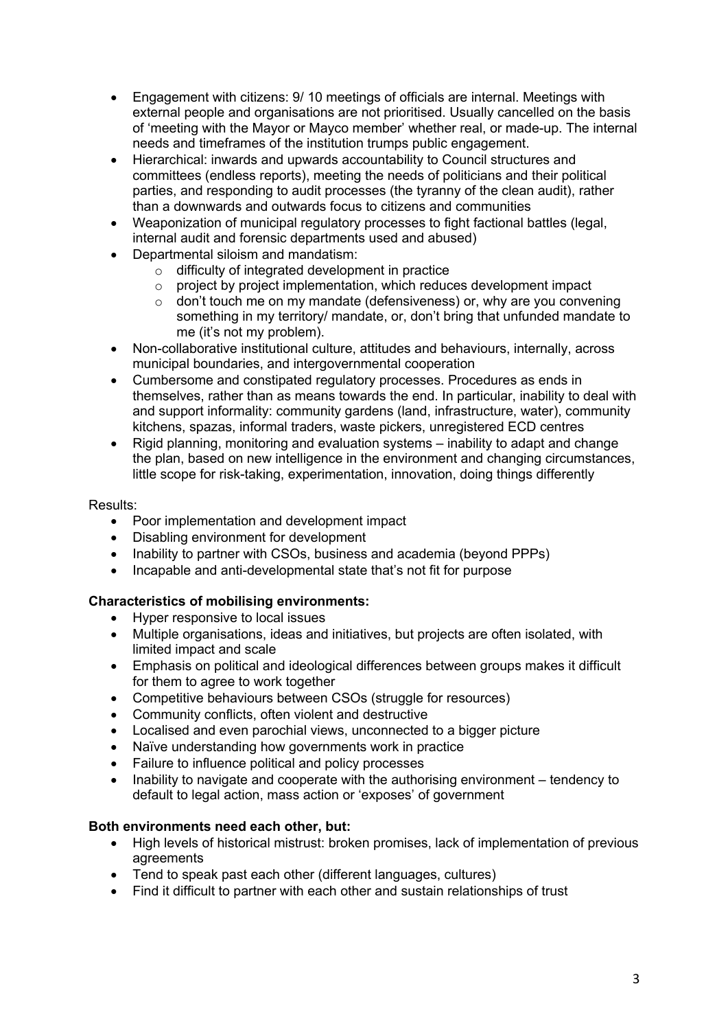- Engagement with citizens: 9/ 10 meetings of officials are internal. Meetings with external people and organisations are not prioritised. Usually cancelled on the basis of 'meeting with the Mayor or Mayco member' whether real, or made-up. The internal needs and timeframes of the institution trumps public engagement.
- Hierarchical: inwards and upwards accountability to Council structures and committees (endless reports), meeting the needs of politicians and their political parties, and responding to audit processes (the tyranny of the clean audit), rather than a downwards and outwards focus to citizens and communities
- Weaponization of municipal regulatory processes to fight factional battles (legal, internal audit and forensic departments used and abused)
- Departmental siloism and mandatism:
    - difficulty of integrated development in practice
    - project by project implementation, which reduces development impact
    - don't touch me on my mandate (defensiveness) or, why are you convening something in my territory/ mandate, or, don't bring that unfunded mandate to me (it's not my problem).
- Non-collaborative institutional culture, attitudes and behaviours, internally, across municipal boundaries, and intergovernmental cooperation
- Cumbersome and constipated regulatory processes. Procedures as ends in themselves, rather than as means towards the end. In particular, inability to deal with and support informality: community gardens (land, infrastructure, water), community kitchens, spazas, informal traders, waste pickers, unregistered ECD centres
- Rigid planning, monitoring and evaluation systems – inability to adapt and change the plan, based on new intelligence in the environment and changing circumstances, little scope for risk-taking, experimentation, innovation, doing things differently

Results:

- Poor implementation and development impact
- Disabling environment for development
- Inability to partner with CSOs, business and academia (beyond PPPs)
- Incapable and anti-developmental state that's not fit for purpose

**Characteristics of mobilising environments:**

- Hyper responsive to local issues
- Multiple organisations, ideas and initiatives, but projects are often isolated, with limited impact and scale
- Emphasis on political and ideological differences between groups makes it difficult for them to agree to work together
- Competitive behaviours between CSOs (struggle for resources)
- Community conflicts, often violent and destructive
- Localised and even parochial views, unconnected to a bigger picture
- Naïve understanding how governments work in practice
- Failure to influence political and policy processes
- Inability to navigate and cooperate with the authorising environment – tendency to default to legal action, mass action or 'exposes' of government

**Both environments need each other, but:**

- High levels of historical mistrust: broken promises, lack of implementation of previous agreements
- Tend to speak past each other (different languages, cultures)
- Find it difficult to partner with each other and sustain relationships of trust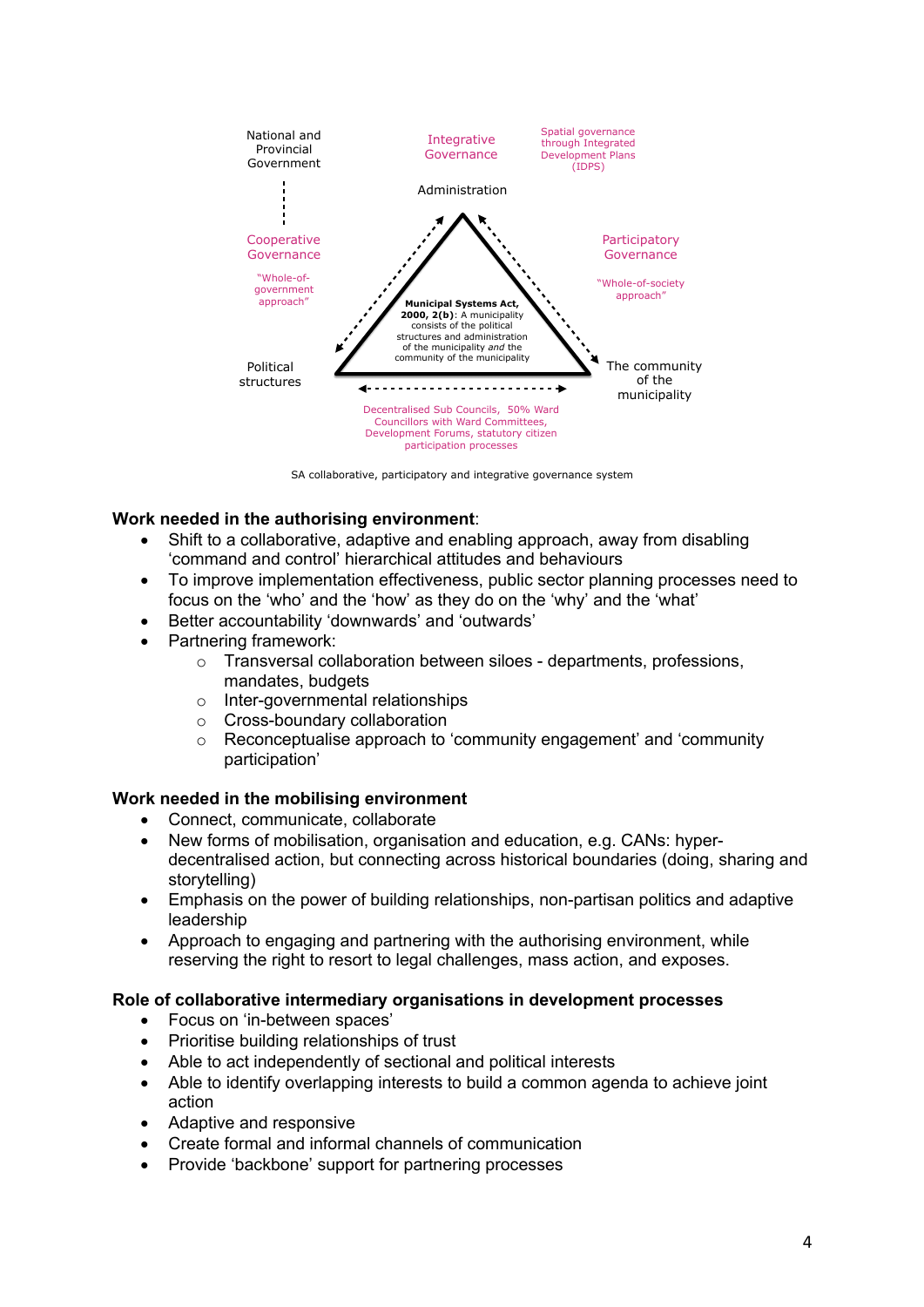National and Provincial Government

Integrative Governance

Spatial governance through Integrated Development Plans (IDPS)

Administration

Cooperative Governance

"Whole-of-government approach"

Participatory Governance

"Whole-of-society approach"

**Municipal Systems Act, 2000, 2(b)**: A municipality consists of the political structures and administration of the municipality *and* the community of the municipality

Political structures

The community of the municipality

Decentralised Sub Councils, 50% Ward Councillors with Ward Committees, Development Forums, statutory citizen participation processes

SA collaborative, participatory and integrative governance system

**Work needed in the authorising environment**:

- Shift to a collaborative, adaptive and enabling approach, away from disabling 'command and control' hierarchical attitudes and behaviours
- To improve implementation effectiveness, public sector planning processes need to focus on the 'who' and the 'how' as they do on the 'why' and the 'what'
- Better accountability 'downwards' and 'outwards'
- Partnering framework:
  - Transversal collaboration between siloes - departments, professions, mandates, budgets
  - Inter-governmental relationships
  - Cross-boundary collaboration
  - Reconceptualise approach to 'community engagement' and 'community participation'

**Work needed in the mobilising environment**

- Connect, communicate, collaborate
- New forms of mobilisation, organisation and education, e.g. CANs: hyper-decentralised action, but connecting across historical boundaries (doing, sharing and storytelling)
- Emphasis on the power of building relationships, non-partisan politics and adaptive leadership
- Approach to engaging and partnering with the authorising environment, while reserving the right to resort to legal challenges, mass action, and exposes.

**Role of collaborative intermediary organisations in development processes**

- Focus on 'in-between spaces'
- Prioritise building relationships of trust
- Able to act independently of sectional and political interests
- Able to identify overlapping interests to build a common agenda to achieve joint action
- Adaptive and responsive
- Create formal and informal channels of communication
- Provide 'backbone' support for partnering processes